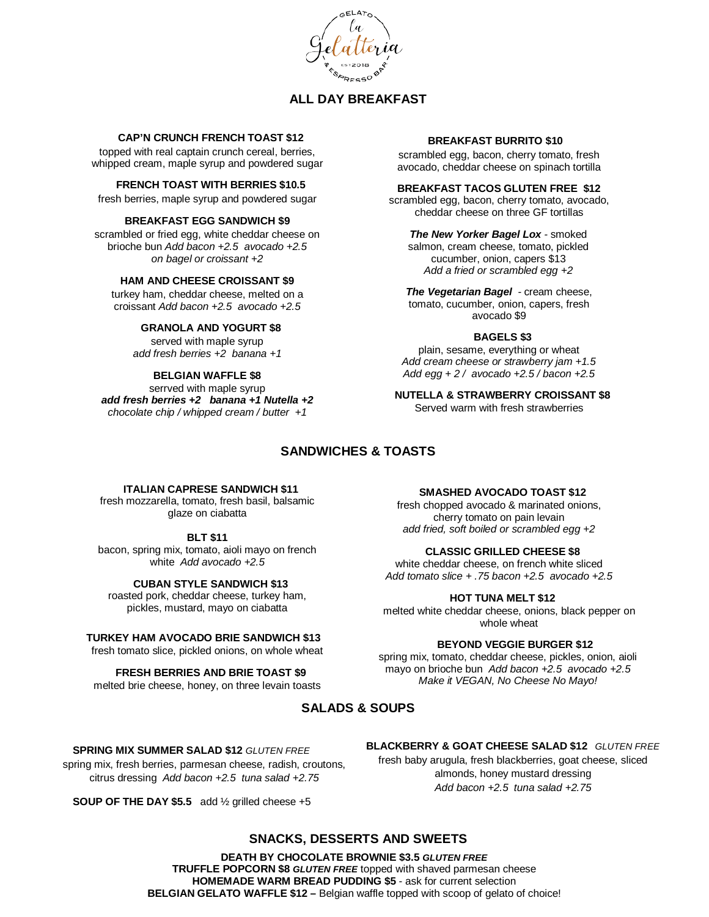# ALL DAY BREAKFAST

**CAP'N CRUNCH FRENCH TOAST $12**
topped with real captain crunch cereal, berries, whipped cream, maple syrup and powdered sugar

**FRENCH TOAST WITH BERRIES $10.5**
fresh berries, maple syrup and powdered sugar

**BREAKFAST EGG SANDWICH $9**
scrambled or fried egg, white cheddar cheese on brioche bun *Add bacon +2.5 avocado +2.5 on bagel or croissant +2*

**HAM AND CHEESE CROISSANT $9**
turkey ham, cheddar cheese, melted on a croissant *Add bacon +2.5 avocado +2.5*

**GRANOLA AND YOGURT $8**
served with maple syrup
*add fresh berries +2 banana +1*

**BELGIAN WAFFLE $8**
serrved with maple syrup
***add fresh berries +2 banana +1 Nutella +2***
*chocolate chip / whipped cream / butter +1*

**BREAKFAST BURRITO $10**
scrambled egg, bacon, cherry tomato, fresh avocado, cheddar cheese on spinach tortilla

**BREAKFAST TACOS GLUTEN FREE $12**
scrambled egg, bacon, cherry tomato, avocado, cheddar cheese on three GF tortillas

***The New Yorker Bagel Lox*** - smoked salmon, cream cheese, tomato, pickled cucumber, onion, capers $13
*Add a fried or scrambled egg +2*

***The Vegetarian Bagel*** - cream cheese, tomato, cucumber, onion, capers, fresh avocado $9

**BAGELS $3**
plain, sesame, everything or wheat
*Add cream cheese or strawberry jam +1.5*
*Add egg + 2 / avocado +2.5 / bacon +2.5*

**NUTELLA & STRAWBERRY CROISSANT $8**
Served warm with fresh strawberries

# SANDWICHES & TOASTS

**ITALIAN CAPRESE SANDWICH $11**
fresh mozzarella, tomato, fresh basil, balsamic glaze on ciabatta

**BLT $11**
bacon, spring mix, tomato, aioli mayo on french white *Add avocado +2.5*

**CUBAN STYLE SANDWICH $13**
roasted pork, cheddar cheese, turkey ham, pickles, mustard, mayo on ciabatta

**TURKEY HAM AVOCADO BRIE SANDWICH $13**
fresh tomato slice, pickled onions, on whole wheat

**FRESH BERRIES AND BRIE TOAST $9**
melted brie cheese, honey, on three levain toasts

**SMASHED AVOCADO TOAST $12**
fresh chopped avocado & marinated onions, cherry tomato on pain levain
*add fried, soft boiled or scrambled egg +2*

**CLASSIC GRILLED CHEESE $8**
white cheddar cheese, on french white sliced
*Add tomato slice + .75 bacon +2.5 avocado +2.5*

**HOT TUNA MELT $12**
melted white cheddar cheese, onions, black pepper on whole wheat

**BEYOND VEGGIE BURGER $12**
spring mix, tomato, cheddar cheese, pickles, onion, aioli mayo on brioche bun *Add bacon +2.5 avocado +2.5*
*Make it VEGAN, No Cheese No Mayo!*

# SALADS & SOUPS

**SPRING MIX SUMMER SALAD $12** *GLUTEN FREE*
spring mix, fresh berries, parmesan cheese, radish, croutons, citrus dressing *Add bacon +2.5 tuna salad +2.75*

**SOUP OF THE DAY $5.5** add ½ grilled cheese +5

**BLACKBERRY & GOAT CHEESE SALAD $12** *GLUTEN FREE*
fresh baby arugula, fresh blackberries, goat cheese, sliced almonds, honey mustard dressing
*Add bacon +2.5 tuna salad +2.75*

# SNACKS, DESSERTS AND SWEETS

**DEATH BY CHOCOLATE BROWNIE $3.5** ***GLUTEN FREE***
**TRUFFLE POPCORN $8** ***GLUTEN FREE*** topped with shaved parmesan cheese
**HOMEMADE WARM BREAD PUDDING $5** - ask for current selection
**BELGIAN GELATO WAFFLE $12 –** Belgian waffle topped with scoop of gelato of choice!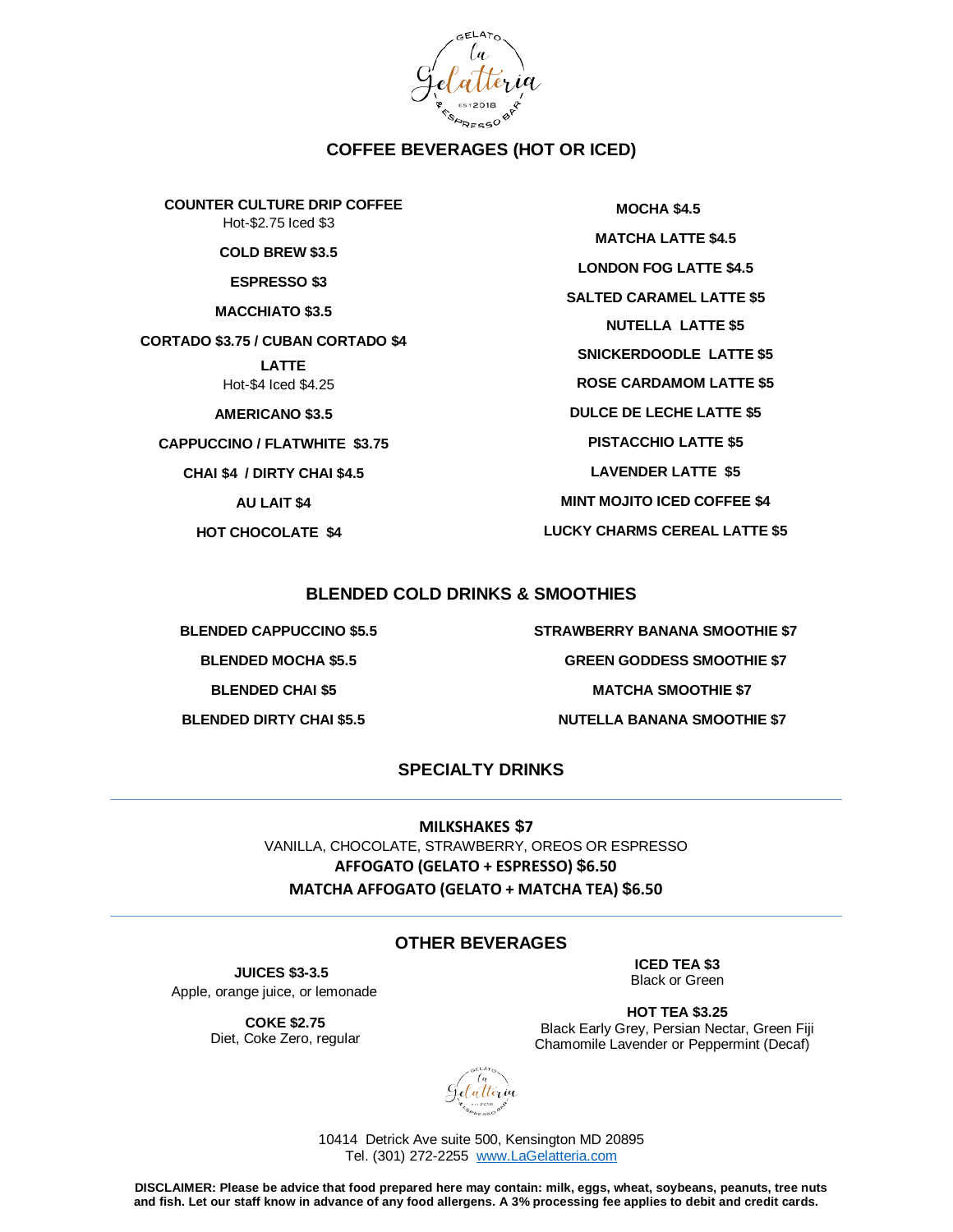## COFFEE BEVERAGES (HOT OR ICED)

**COUNTER CULTURE DRIP COFFEE**
Hot-$2.75 Iced $3

**COLD BREW $3.5**

**ESPRESSO $3**

**MACCHIATO $3.5**

**CORTADO $3.75 / CUBAN CORTADO $4**

**LATTE**
Hot-$4 Iced $4.25

**AMERICANO $3.5**

**CAPPUCCINO / FLATWHITE $3.75**

**CHAI $4 / DIRTY CHAI $4.5**

**AU LAIT $4**

**HOT CHOCOLATE $4**

**MOCHA $4.5**

**MATCHA LATTE $4.5**

**LONDON FOG LATTE $4.5**

**SALTED CARAMEL LATTE $5**

**NUTELLA LATTE $5**

**SNICKERDOODLE LATTE $5**

**ROSE CARDAMOM LATTE $5**

**DULCE DE LECHE LATTE $5**

**PISTACCHIO LATTE $5**

**LAVENDER LATTE $5**

**MINT MOJITO ICED COFFEE $4**

**LUCKY CHARMS CEREAL LATTE $5**

## BLENDED COLD DRINKS & SMOOTHIES

**BLENDED CAPPUCCINO $5.5**

**BLENDED MOCHA $5.5**

**BLENDED CHAI $5**

**BLENDED DIRTY CHAI $5.5**

**STRAWBERRY BANANA SMOOTHIE $7**

**GREEN GODDESS SMOOTHIE $7**

**MATCHA SMOOTHIE $7**

**NUTELLA BANANA SMOOTHIE $7**

## SPECIALTY DRINKS

---

**MILKSHAKES $7**
VANILLA, CHOCOLATE, STRAWBERRY, OREOS OR ESPRESSO
**AFFOGATO (GELATO + ESPRESSO) $6.50**
**MATCHA AFFOGATO (GELATO + MATCHA TEA) $6.50**

---

## OTHER BEVERAGES

**JUICES $3-3.5**
Apple, orange juice, or lemonade

**COKE $2.75**
Diet, Coke Zero, regular

**ICED TEA $3**
Black or Green

**HOT TEA $3.25**
Black Early Grey, Persian Nectar, Green Fiji
Chamomile Lavender or Peppermint (Decaf)

10414 Detrick Ave suite 500, Kensington MD 20895
Tel. (301) 272-2255 [www.LaGelatteria.com](http://www.LaGelatteria.com)

**DISCLAIMER: Please be advice that food prepared here may contain: milk, eggs, wheat, soybeans, peanuts, tree nuts and fish. Let our staff know in advance of any food allergens. A 3% processing fee applies to debit and credit cards.**